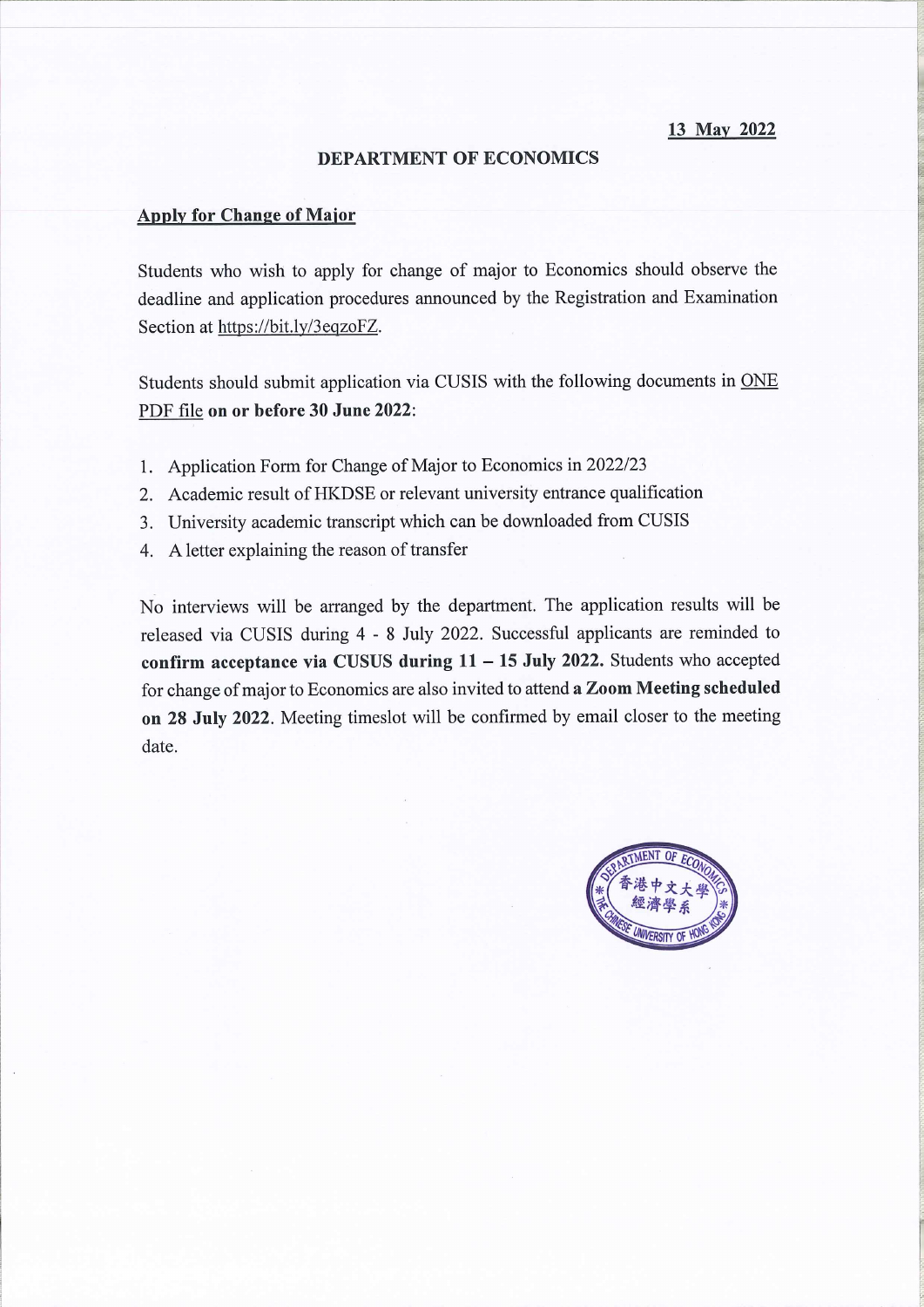**13 May 2022**

**DEPARTMENT OF ECONOMICS**

**Apply for Change of Major**

Students who wish to apply for change of major to Economics should observe the deadline and application procedures announced by the Registration and Examination Section at https://bit.ly/3eqzoFZ.

Students should submit application via CUSIS with the following documents in ONE PDF file **on or before 30 June 2022**:

1. Application Form for Change of Major to Economics in 2022/23
2. Academic result of HKDSE or relevant university entrance qualification
3. University academic transcript which can be downloaded from CUSIS
4. A letter explaining the reason of transfer

No interviews will be arranged by the department. The application results will be released via CUSIS during 4 - 8 July 2022. Successful applicants are reminded to **confirm acceptance via CUSUS during 11 – 15 July 2022.** Students who accepted for change of major to Economics are also invited to attend **a Zoom Meeting scheduled on 28 July 2022**. Meeting timeslot will be confirmed by email closer to the meeting date.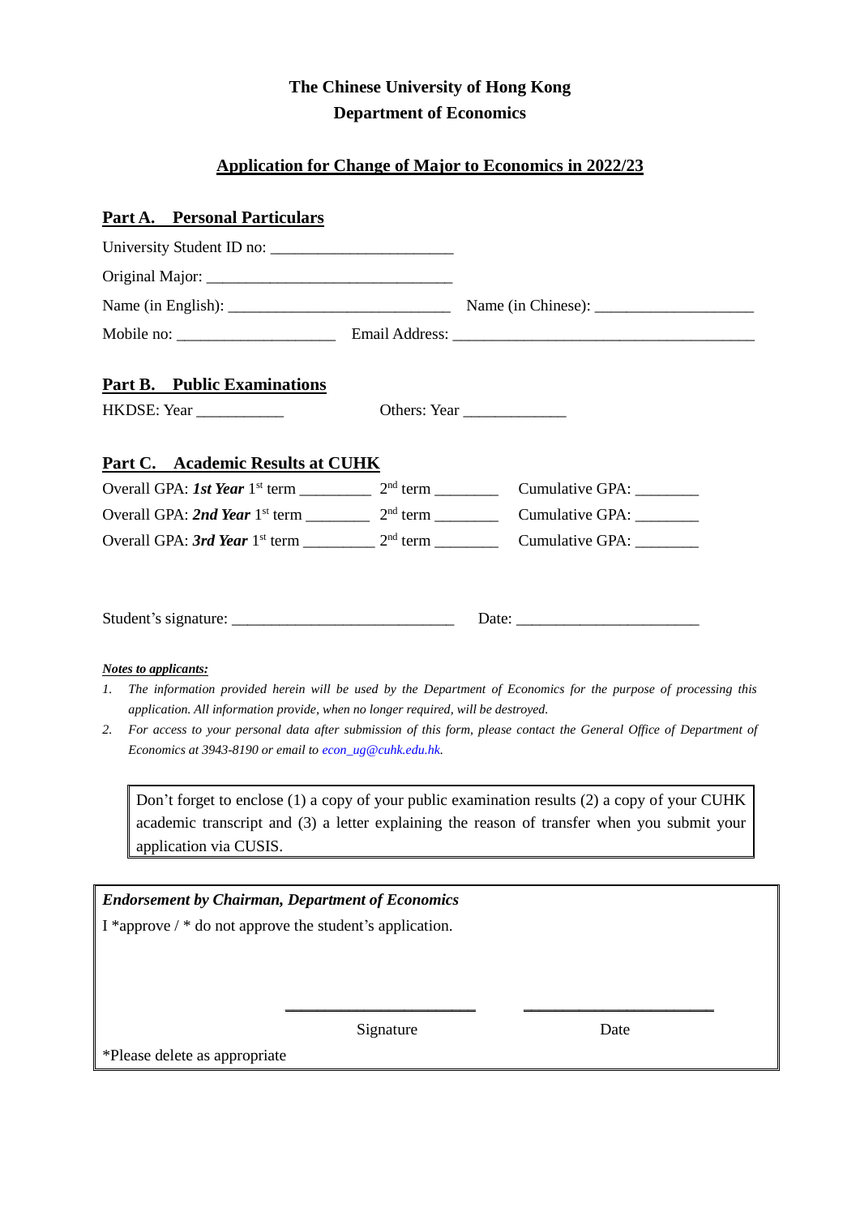**The Chinese University of Hong Kong**
**Department of Economics**

**Application for Change of Major to Economics in 2022/23**

## Part A. Personal Particulars

University Student ID no: ______________________

Original Major: ______________________________

Name (in English): ___________________________ Name (in Chinese): ___________________

Mobile no: ___________________ Email Address: ____________________________________

## Part B. Public Examinations

HKDSE: Year __________ Others: Year ____________

## Part C. Academic Results at CUHK

Overall GPA: ***1st Year*** 1st term ________ 2nd term ________ Cumulative GPA: ________

Overall GPA: ***2nd Year*** 1st term ________ 2nd term ________ Cumulative GPA: ________

Overall GPA: ***3rd Year*** 1st term ________ 2nd term ________ Cumulative GPA: ________

Student's signature: ___________________________ Date: ______________________

***Notes to applicants:***

1. *The information provided herein will be used by the Department of Economics for the purpose of processing this application. All information provide, when no longer required, will be destroyed.*
2. *For access to your personal data after submission of this form, please contact the General Office of Department of Economics at 3943-8190 or email to econ_ug@cuhk.edu.hk.*

Don't forget to enclose (1) a copy of your public examination results (2) a copy of your CUHK academic transcript and (3) a letter explaining the reason of transfer when you submit your application via CUSIS.

***Endorsement by Chairman, Department of Economics***

I *approve / * do not approve the student's application.

______________________ ______________________

Signature Date

*Please delete as appropriate